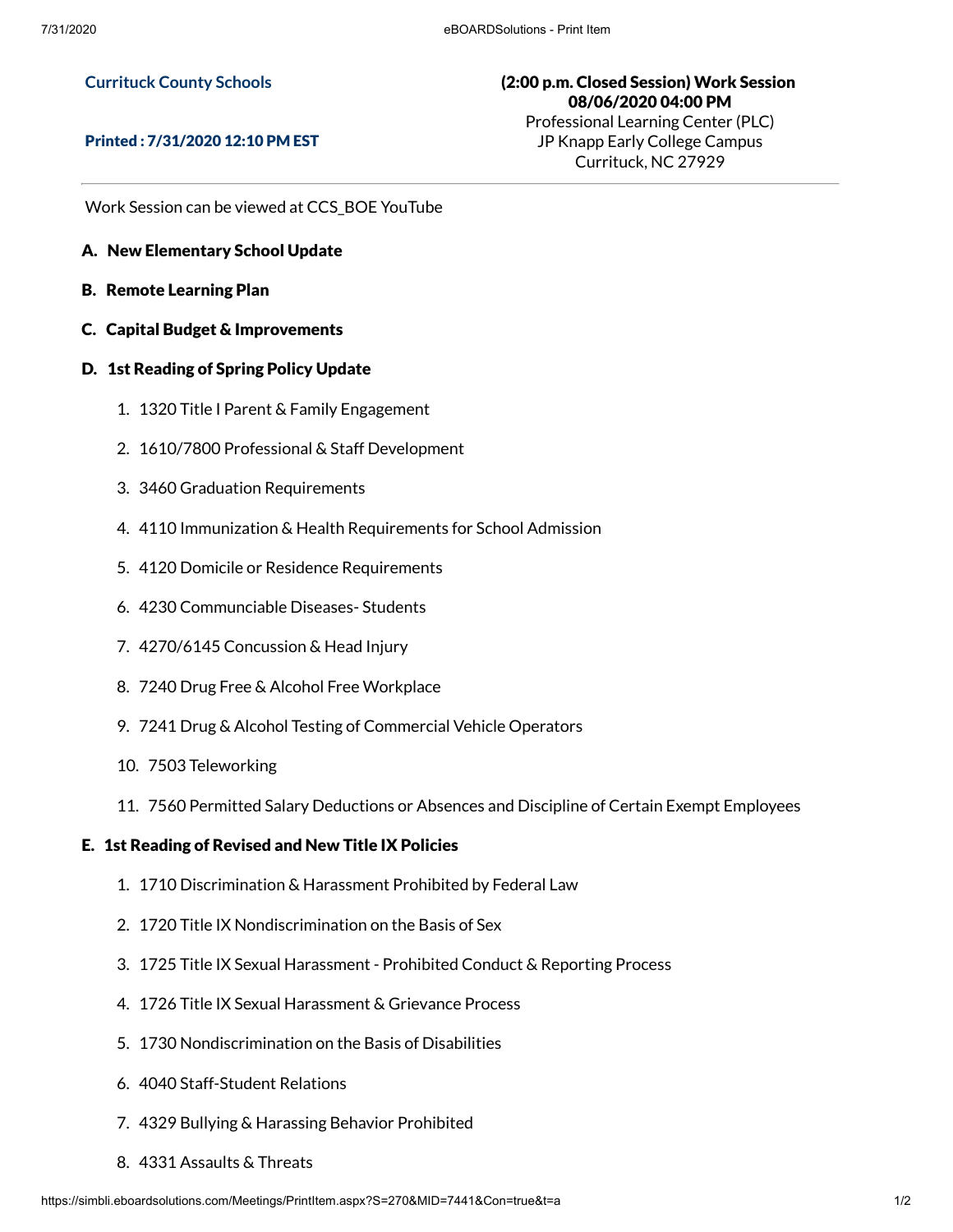**Currituck County Schools**

**Printed : 7/31/2020 12:10 PM EST**

**(2:00 p.m. Closed Session) Work Session**
**08/06/2020 04:00 PM**
Professional Learning Center (PLC)
JP Knapp Early College Campus
Currituck, NC 27929

---

Work Session can be viewed at CCS_BOE YouTube

**A. New Elementary School Update**

**B. Remote Learning Plan**

**C. Capital Budget & Improvements**

**D. 1st Reading of Spring Policy Update**

1. 1320 Title I Parent & Family Engagement
2. 1610/7800 Professional & Staff Development
3. 3460 Graduation Requirements
4. 4110 Immunization & Health Requirements for School Admission
5. 4120 Domicile or Residence Requirements
6. 4230 Communciable Diseases- Students
7. 4270/6145 Concussion & Head Injury
8. 7240 Drug Free & Alcohol Free Workplace
9. 7241 Drug & Alcohol Testing of Commercial Vehicle Operators
10. 7503 Teleworking
11. 7560 Permitted Salary Deductions or Absences and Discipline of Certain Exempt Employees

**E. 1st Reading of Revised and New Title IX Policies**

1. 1710 Discrimination & Harassment Prohibited by Federal Law
2. 1720 Title IX Nondiscrimination on the Basis of Sex
3. 1725 Title IX Sexual Harassment - Prohibited Conduct & Reporting Process
4. 1726 Title IX Sexual Harassment & Grievance Process
5. 1730 Nondiscrimination on the Basis of Disabilities
6. 4040 Staff-Student Relations
7. 4329 Bullying & Harassing Behavior Prohibited
8. 4331 Assaults & Threats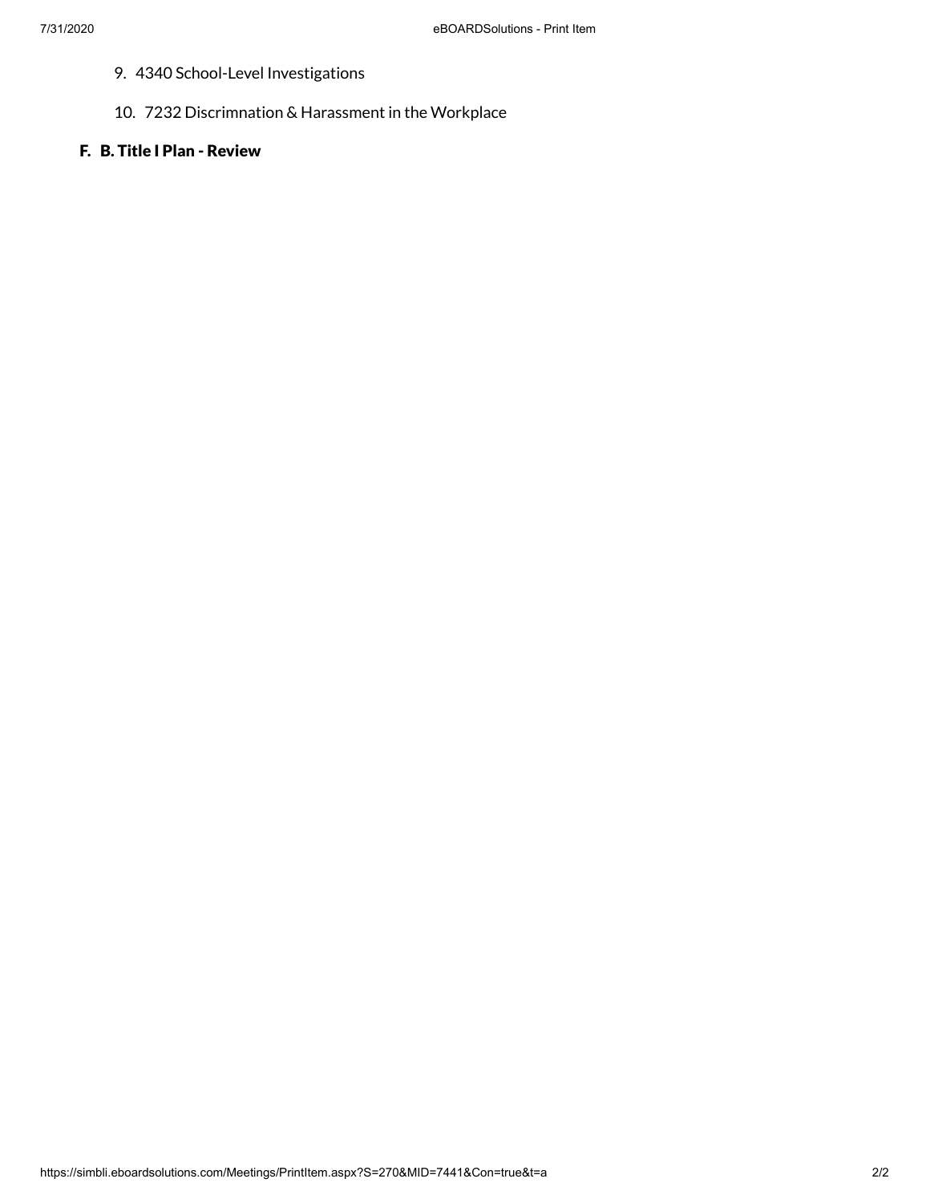9. 4340 School-Level Investigations

10. 7232 Discrimnation & Harassment in the Workplace

### F. B. Title I Plan - Review